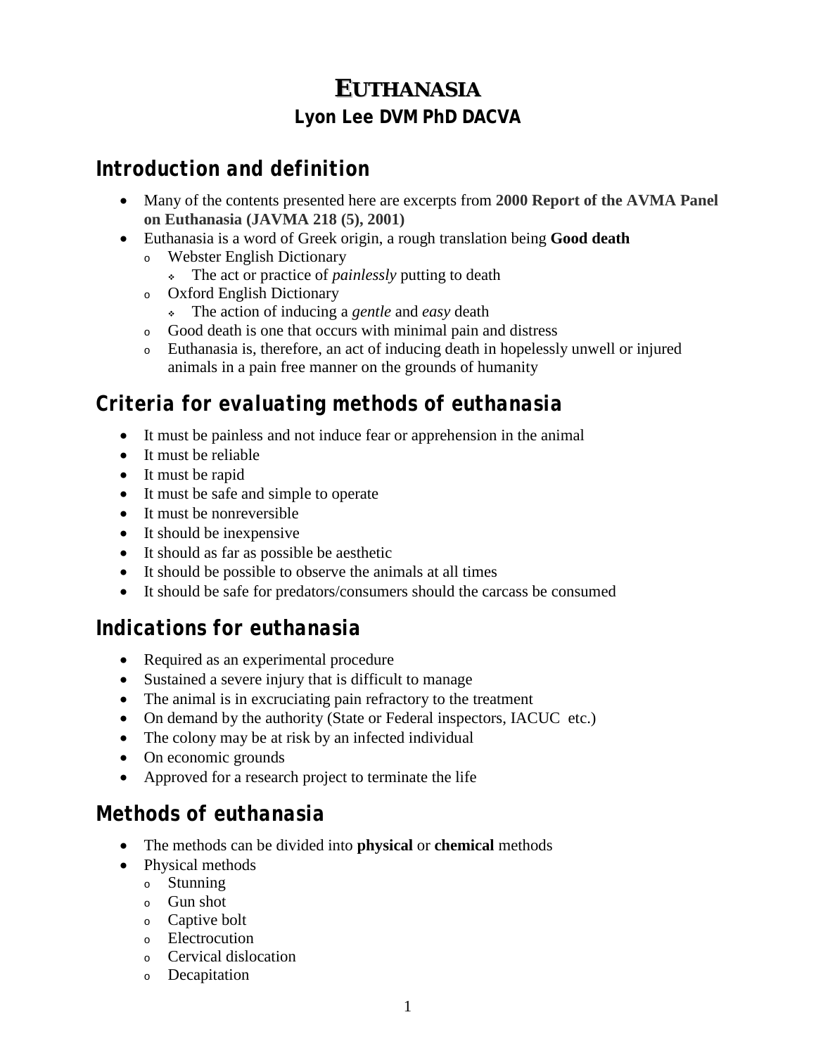# EUTHANASIA

**Lyon Lee DVM PhD DACVA**

## Introduction and definition

- Many of the contents presented here are excerpts from **2000 Report of the AVMA Panel on Euthanasia (JAVMA 218 (5), 2001)**
- Euthanasia is a word of Greek origin, a rough translation being **Good death**
  - Webster English Dictionary
    - The act or practice of *painlessly* putting to death
  - Oxford English Dictionary
    - The action of inducing a *gentle* and *easy* death
  - Good death is one that occurs with minimal pain and distress
  - Euthanasia is, therefore, an act of inducing death in hopelessly unwell or injured animals in a pain free manner on the grounds of humanity

## Criteria for evaluating methods of euthanasia

- It must be painless and not induce fear or apprehension in the animal
- It must be reliable
- It must be rapid
- It must be safe and simple to operate
- It must be nonreversible
- It should be inexpensive
- It should as far as possible be aesthetic
- It should be possible to observe the animals at all times
- It should be safe for predators/consumers should the carcass be consumed

## Indications for euthanasia

- Required as an experimental procedure
- Sustained a severe injury that is difficult to manage
- The animal is in excruciating pain refractory to the treatment
- On demand by the authority (State or Federal inspectors, IACUC etc.)
- The colony may be at risk by an infected individual
- On economic grounds
- Approved for a research project to terminate the life

## Methods of euthanasia

- The methods can be divided into **physical** or **chemical** methods
- Physical methods
  - Stunning
  - Gun shot
  - Captive bolt
  - Electrocution
  - Cervical dislocation
  - Decapitation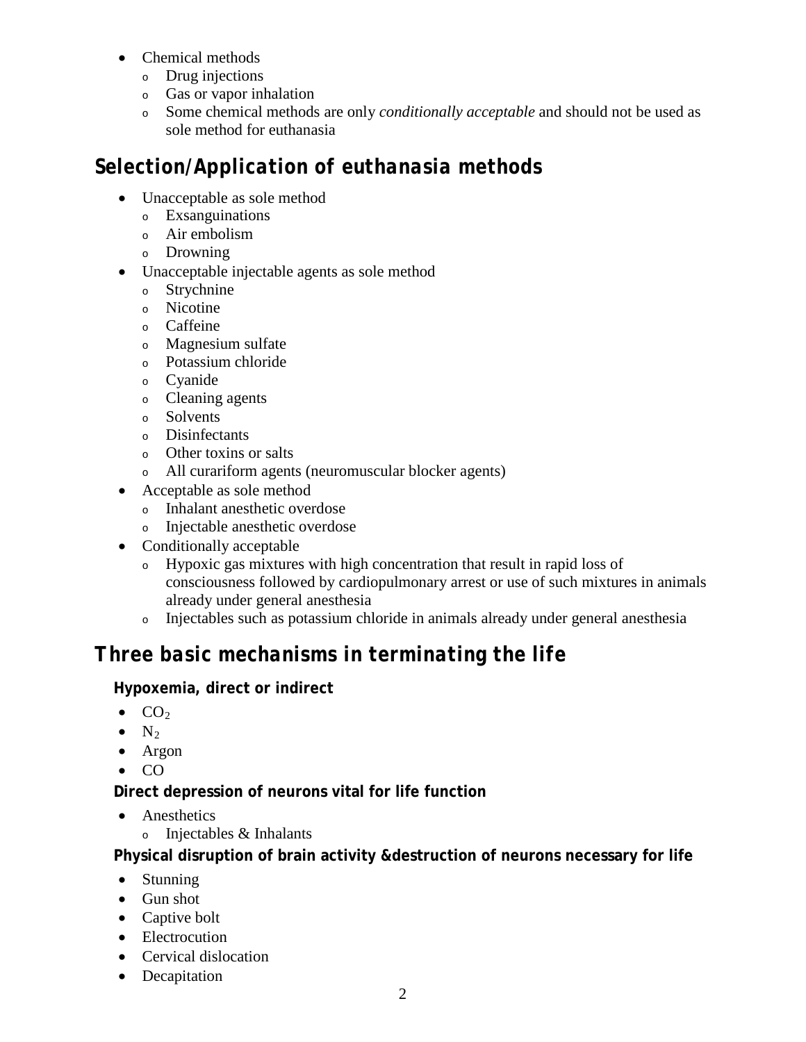- Chemical methods
  - Drug injections
  - Gas or vapor inhalation
  - Some chemical methods are only *conditionally acceptable* and should not be used as sole method for euthanasia

## Selection/Application of euthanasia methods

- Unacceptable as sole method
  - Exsanguinations
  - Air embolism
  - Drowning
- Unacceptable injectable agents as sole method
  - Strychnine
  - Nicotine
  - Caffeine
  - Magnesium sulfate
  - Potassium chloride
  - Cyanide
  - Cleaning agents
  - Solvents
  - Disinfectants
  - Other toxins or salts
  - All curariform agents (neuromuscular blocker agents)
- Acceptable as sole method
  - Inhalant anesthetic overdose
  - Injectable anesthetic overdose
- Conditionally acceptable
  - Hypoxic gas mixtures with high concentration that result in rapid loss of consciousness followed by cardiopulmonary arrest or use of such mixtures in animals already under general anesthesia
  - Injectables such as potassium chloride in animals already under general anesthesia

## Three basic mechanisms in terminating the life

### Hypoxemia, direct or indirect

- $CO_2$
- $N_2$
- Argon
- CO

### Direct depression of neurons vital for life function

- Anesthetics
  - Injectables & Inhalants

### Physical disruption of brain activity &destruction of neurons necessary for life

- Stunning
- Gun shot
- Captive bolt
- Electrocution
- Cervical dislocation
- Decapitation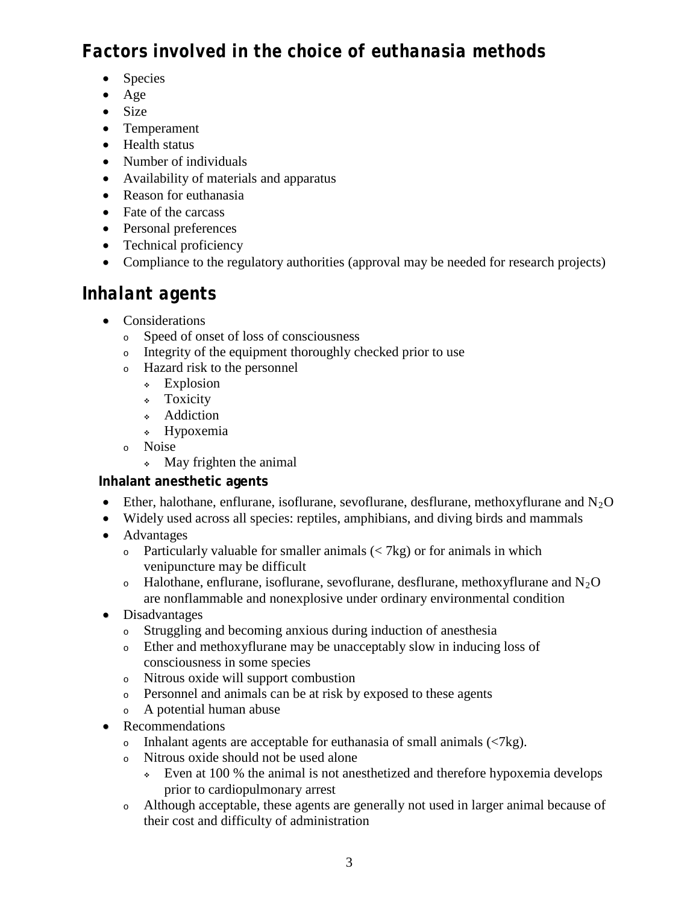## Factors involved in the choice of euthanasia methods

- Species
- Age
- Size
- Temperament
- Health status
- Number of individuals
- Availability of materials and apparatus
- Reason for euthanasia
- Fate of the carcass
- Personal preferences
- Technical proficiency
- Compliance to the regulatory authorities (approval may be needed for research projects)

## Inhalant agents

- Considerations
  - Speed of onset of loss of consciousness
  - Integrity of the equipment thoroughly checked prior to use
  - Hazard risk to the personnel
    - Explosion
    - Toxicity
    - Addiction
    - Hypoxemia
  - Noise
    - May frighten the animal

### Inhalant anesthetic agents

- Ether, halothane, enflurane, isoflurane, sevoflurane, desflurane, methoxyflurane and $N_2O$
- Widely used across all species: reptiles, amphibians, and diving birds and mammals
- Advantages
  - Particularly valuable for smaller animals (< 7kg) or for animals in which venipuncture may be difficult
  - Halothane, enflurane, isoflurane, sevoflurane, desflurane, methoxyflurane and $N_2O$ are nonflammable and nonexplosive under ordinary environmental condition
- Disadvantages
  - Struggling and becoming anxious during induction of anesthesia
  - Ether and methoxyflurane may be unacceptably slow in inducing loss of consciousness in some species
  - Nitrous oxide will support combustion
  - Personnel and animals can be at risk by exposed to these agents
  - A potential human abuse
- Recommendations
  - Inhalant agents are acceptable for euthanasia of small animals (<7kg).
  - Nitrous oxide should not be used alone
    - Even at 100 % the animal is not anesthetized and therefore hypoxemia develops prior to cardiopulmonary arrest
  - Although acceptable, these agents are generally not used in larger animal because of their cost and difficulty of administration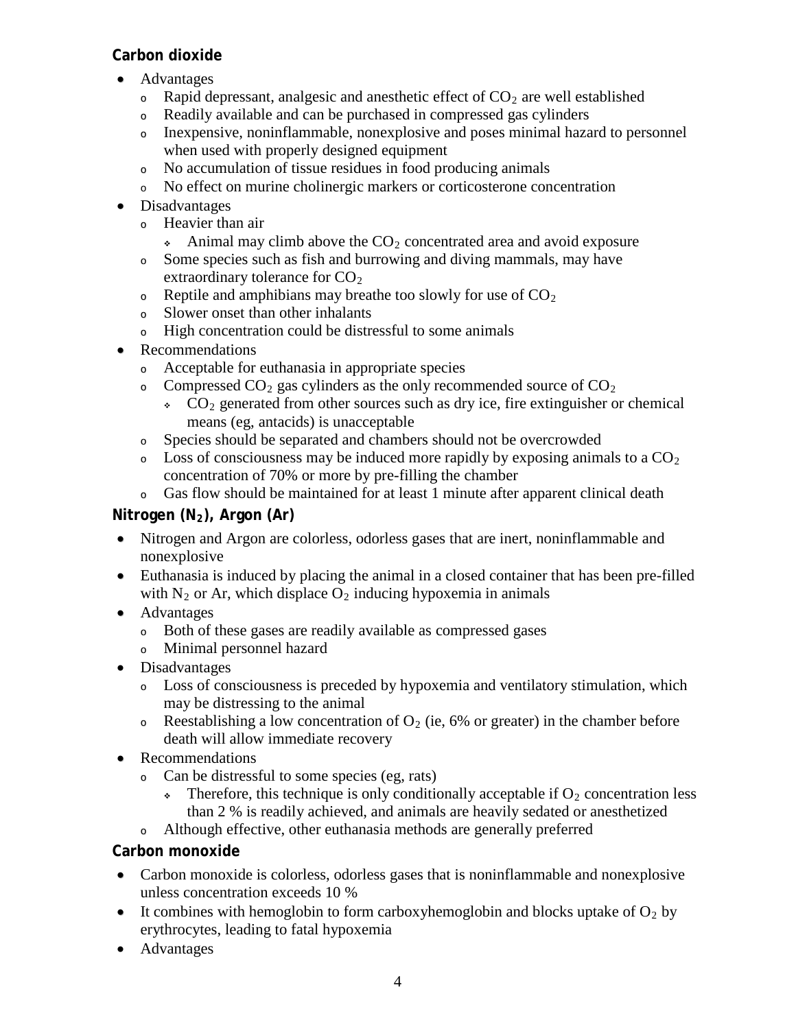### Carbon dioxide

- Advantages
  - Rapid depressant, analgesic and anesthetic effect of $CO_2$ are well established
  - Readily available and can be purchased in compressed gas cylinders
  - Inexpensive, noninflammable, nonexplosive and poses minimal hazard to personnel when used with properly designed equipment
  - No accumulation of tissue residues in food producing animals
  - No effect on murine cholinergic markers or corticosterone concentration
- Disadvantages
  - Heavier than air
    - Animal may climb above the $CO_2$ concentrated area and avoid exposure
  - Some species such as fish and burrowing and diving mammals, may have extraordinary tolerance for $CO_2$
  - Reptile and amphibians may breathe too slowly for use of $CO_2$
  - Slower onset than other inhalants
  - High concentration could be distressful to some animals
- Recommendations
  - Acceptable for euthanasia in appropriate species
  - Compressed $CO_2$ gas cylinders as the only recommended source of $CO_2$
    - $CO_2$ generated from other sources such as dry ice, fire extinguisher or chemical means (eg, antacids) is unacceptable
  - Species should be separated and chambers should not be overcrowded
  - Loss of consciousness may be induced more rapidly by exposing animals to a $CO_2$ concentration of 70% or more by pre-filling the chamber
  - Gas flow should be maintained for at least 1 minute after apparent clinical death

### Nitrogen ($N_2$), Argon (Ar)

- Nitrogen and Argon are colorless, odorless gases that are inert, noninflammable and nonexplosive
- Euthanasia is induced by placing the animal in a closed container that has been pre-filled with $N_2$ or Ar, which displace $O_2$ inducing hypoxemia in animals
- Advantages
  - Both of these gases are readily available as compressed gases
  - Minimal personnel hazard
- Disadvantages
  - Loss of consciousness is preceded by hypoxemia and ventilatory stimulation, which may be distressing to the animal
  - Reestablishing a low concentration of $O_2$ (ie, 6% or greater) in the chamber before death will allow immediate recovery
- Recommendations
  - Can be distressful to some species (eg, rats)
    - Therefore, this technique is only conditionally acceptable if $O_2$ concentration less than 2 % is readily achieved, and animals are heavily sedated or anesthetized
  - Although effective, other euthanasia methods are generally preferred

### Carbon monoxide

- Carbon monoxide is colorless, odorless gases that is noninflammable and nonexplosive unless concentration exceeds 10 %
- It combines with hemoglobin to form carboxyhemoglobin and blocks uptake of $O_2$ by erythrocytes, leading to fatal hypoxemia
- Advantages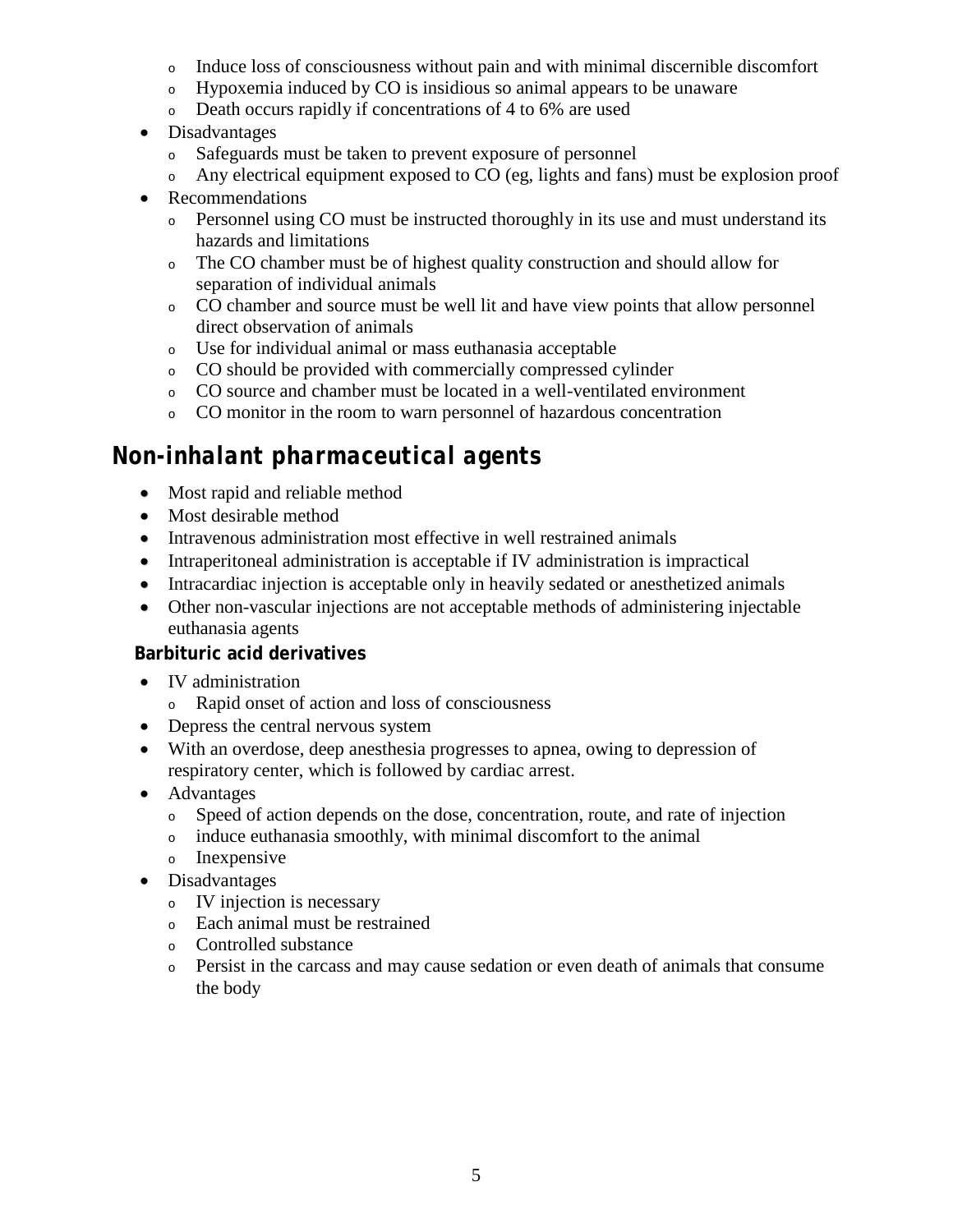- Induce loss of consciousness without pain and with minimal discernible discomfort
    - Hypoxemia induced by CO is insidious so animal appears to be unaware
    - Death occurs rapidly if concentrations of 4 to 6% are used
- Disadvantages
    - Safeguards must be taken to prevent exposure of personnel
    - Any electrical equipment exposed to CO (eg, lights and fans) must be explosion proof
- Recommendations
    - Personnel using CO must be instructed thoroughly in its use and must understand its hazards and limitations
    - The CO chamber must be of highest quality construction and should allow for separation of individual animals
    - CO chamber and source must be well lit and have view points that allow personnel direct observation of animals
    - Use for individual animal or mass euthanasia acceptable
    - CO should be provided with commercially compressed cylinder
    - CO source and chamber must be located in a well-ventilated environment
    - CO monitor in the room to warn personnel of hazardous concentration

## Non-inhalant pharmaceutical agents

- Most rapid and reliable method
- Most desirable method
- Intravenous administration most effective in well restrained animals
- Intraperitoneal administration is acceptable if IV administration is impractical
- Intracardiac injection is acceptable only in heavily sedated or anesthetized animals
- Other non-vascular injections are not acceptable methods of administering injectable euthanasia agents

### Barbituric acid derivatives

- IV administration
    - Rapid onset of action and loss of consciousness
- Depress the central nervous system
- With an overdose, deep anesthesia progresses to apnea, owing to depression of respiratory center, which is followed by cardiac arrest.
- Advantages
    - Speed of action depends on the dose, concentration, route, and rate of injection
    - induce euthanasia smoothly, with minimal discomfort to the animal
    - Inexpensive
- Disadvantages
    - IV injection is necessary
    - Each animal must be restrained
    - Controlled substance
    - Persist in the carcass and may cause sedation or even death of animals that consume the body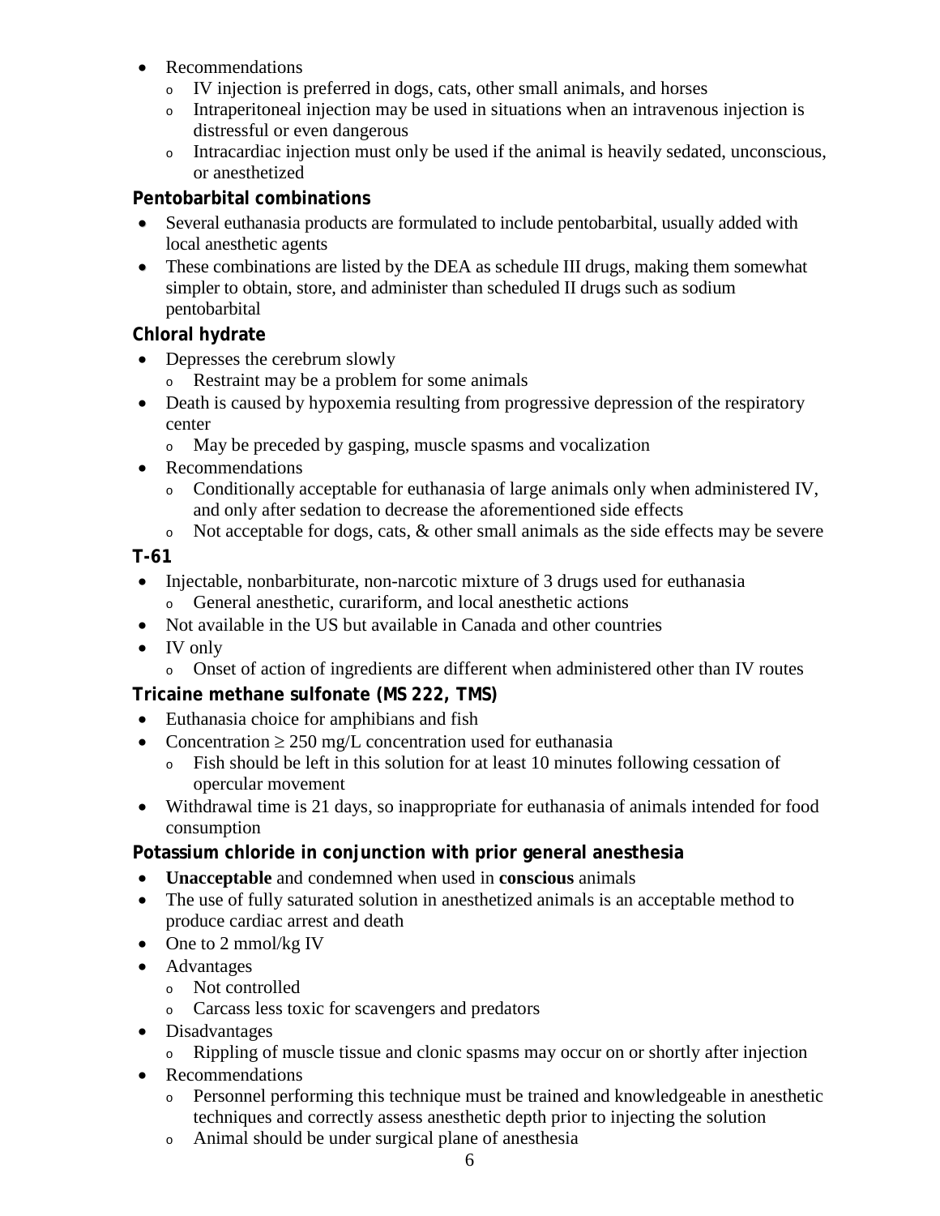- Recommendations
  - IV injection is preferred in dogs, cats, other small animals, and horses
  - Intraperitoneal injection may be used in situations when an intravenous injection is distressful or even dangerous
  - Intracardiac injection must only be used if the animal is heavily sedated, unconscious, or anesthetized

### Pentobarbital combinations

- Several euthanasia products are formulated to include pentobarbital, usually added with local anesthetic agents
- These combinations are listed by the DEA as schedule III drugs, making them somewhat simpler to obtain, store, and administer than scheduled II drugs such as sodium pentobarbital

### Chloral hydrate

- Depresses the cerebrum slowly
  - Restraint may be a problem for some animals
- Death is caused by hypoxemia resulting from progressive depression of the respiratory center
  - May be preceded by gasping, muscle spasms and vocalization
- Recommendations
  - Conditionally acceptable for euthanasia of large animals only when administered IV, and only after sedation to decrease the aforementioned side effects
  - Not acceptable for dogs, cats, & other small animals as the side effects may be severe

### T-61

- Injectable, nonbarbiturate, non-narcotic mixture of 3 drugs used for euthanasia
  - General anesthetic, curariform, and local anesthetic actions
- Not available in the US but available in Canada and other countries
- IV only
  - Onset of action of ingredients are different when administered other than IV routes

### Tricaine methane sulfonate (MS 222, TMS)

- Euthanasia choice for amphibians and fish
- Concentration $\geq 250$ mg/L concentration used for euthanasia
  - Fish should be left in this solution for at least 10 minutes following cessation of opercular movement
- Withdrawal time is 21 days, so inappropriate for euthanasia of animals intended for food consumption

### Potassium chloride in conjunction with prior general anesthesia

- **Unacceptable** and condemned when used in **conscious** animals
- The use of fully saturated solution in anesthetized animals is an acceptable method to produce cardiac arrest and death
- One to 2 mmol/kg IV
- Advantages
  - Not controlled
  - Carcass less toxic for scavengers and predators
- Disadvantages
  - Rippling of muscle tissue and clonic spasms may occur on or shortly after injection
- Recommendations
  - Personnel performing this technique must be trained and knowledgeable in anesthetic techniques and correctly assess anesthetic depth prior to injecting the solution
  - Animal should be under surgical plane of anesthesia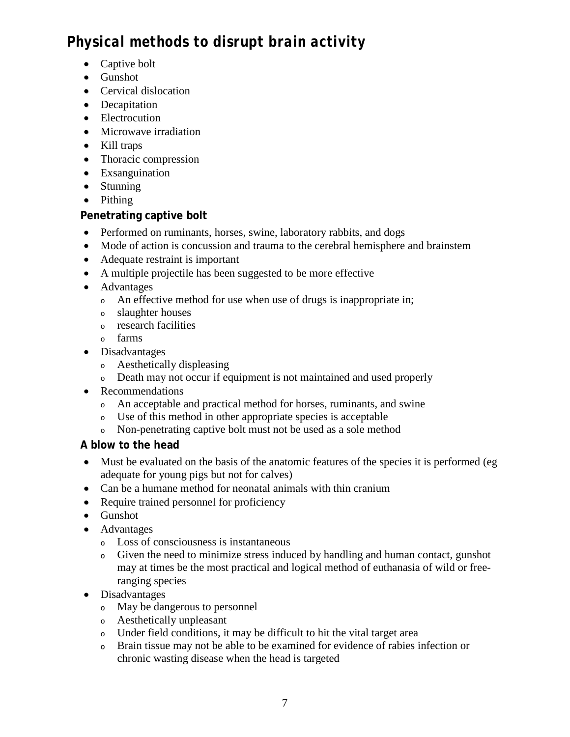## Physical methods to disrupt brain activity

- Captive bolt
- Gunshot
- Cervical dislocation
- Decapitation
- Electrocution
- Microwave irradiation
- Kill traps
- Thoracic compression
- Exsanguination
- Stunning
- Pithing

### Penetrating captive bolt

- Performed on ruminants, horses, swine, laboratory rabbits, and dogs
- Mode of action is concussion and trauma to the cerebral hemisphere and brainstem
- Adequate restraint is important
- A multiple projectile has been suggested to be more effective
- Advantages
  - An effective method for use when use of drugs is inappropriate in;
  - slaughter houses
  - research facilities
  - farms
- Disadvantages
  - Aesthetically displeasing
  - Death may not occur if equipment is not maintained and used properly
- Recommendations
  - An acceptable and practical method for horses, ruminants, and swine
  - Use of this method in other appropriate species is acceptable
  - Non-penetrating captive bolt must not be used as a sole method

### A blow to the head

- Must be evaluated on the basis of the anatomic features of the species it is performed (eg adequate for young pigs but not for calves)
- Can be a humane method for neonatal animals with thin cranium
- Require trained personnel for proficiency
- Gunshot
- Advantages
  - Loss of consciousness is instantaneous
  - Given the need to minimize stress induced by handling and human contact, gunshot may at times be the most practical and logical method of euthanasia of wild or free-ranging species
- Disadvantages
  - May be dangerous to personnel
  - Aesthetically unpleasant
  - Under field conditions, it may be difficult to hit the vital target area
  - Brain tissue may not be able to be examined for evidence of rabies infection or chronic wasting disease when the head is targeted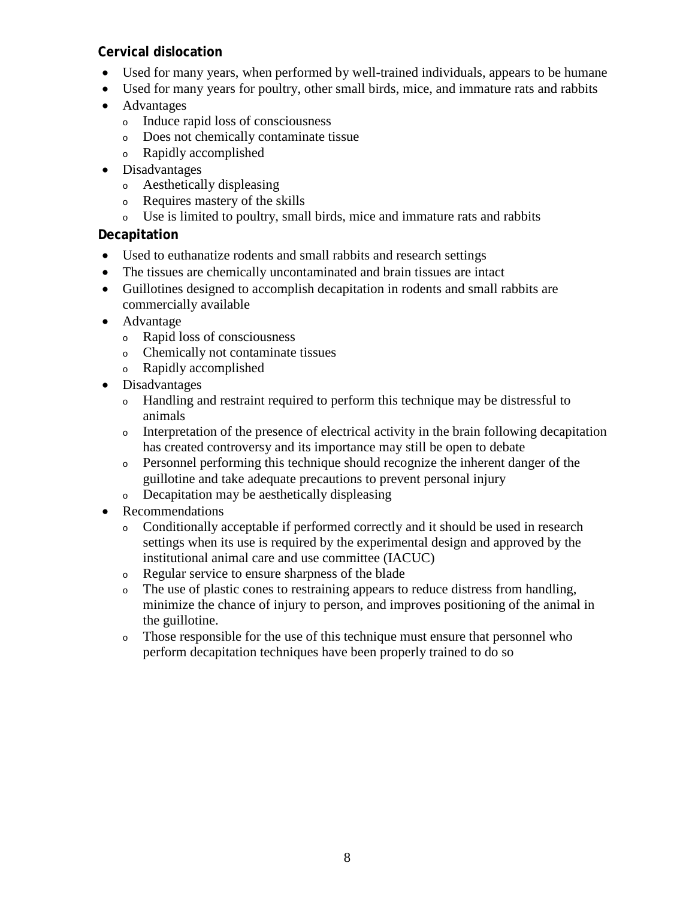### Cervical dislocation

- Used for many years, when performed by well-trained individuals, appears to be humane
- Used for many years for poultry, other small birds, mice, and immature rats and rabbits
- Advantages
    - Induce rapid loss of consciousness
    - Does not chemically contaminate tissue
    - Rapidly accomplished
- Disadvantages
    - Aesthetically displeasing
    - Requires mastery of the skills
    - Use is limited to poultry, small birds, mice and immature rats and rabbits

### Decapitation

- Used to euthanatize rodents and small rabbits and research settings
- The tissues are chemically uncontaminated and brain tissues are intact
- Guillotines designed to accomplish decapitation in rodents and small rabbits are commercially available
- Advantage
    - Rapid loss of consciousness
    - Chemically not contaminate tissues
    - Rapidly accomplished
- Disadvantages
    - Handling and restraint required to perform this technique may be distressful to animals
    - Interpretation of the presence of electrical activity in the brain following decapitation has created controversy and its importance may still be open to debate
    - Personnel performing this technique should recognize the inherent danger of the guillotine and take adequate precautions to prevent personal injury
    - Decapitation may be aesthetically displeasing
- Recommendations
    - Conditionally acceptable if performed correctly and it should be used in research settings when its use is required by the experimental design and approved by the institutional animal care and use committee (IACUC)
    - Regular service to ensure sharpness of the blade
    - The use of plastic cones to restraining appears to reduce distress from handling, minimize the chance of injury to person, and improves positioning of the animal in the guillotine.
    - Those responsible for the use of this technique must ensure that personnel who perform decapitation techniques have been properly trained to do so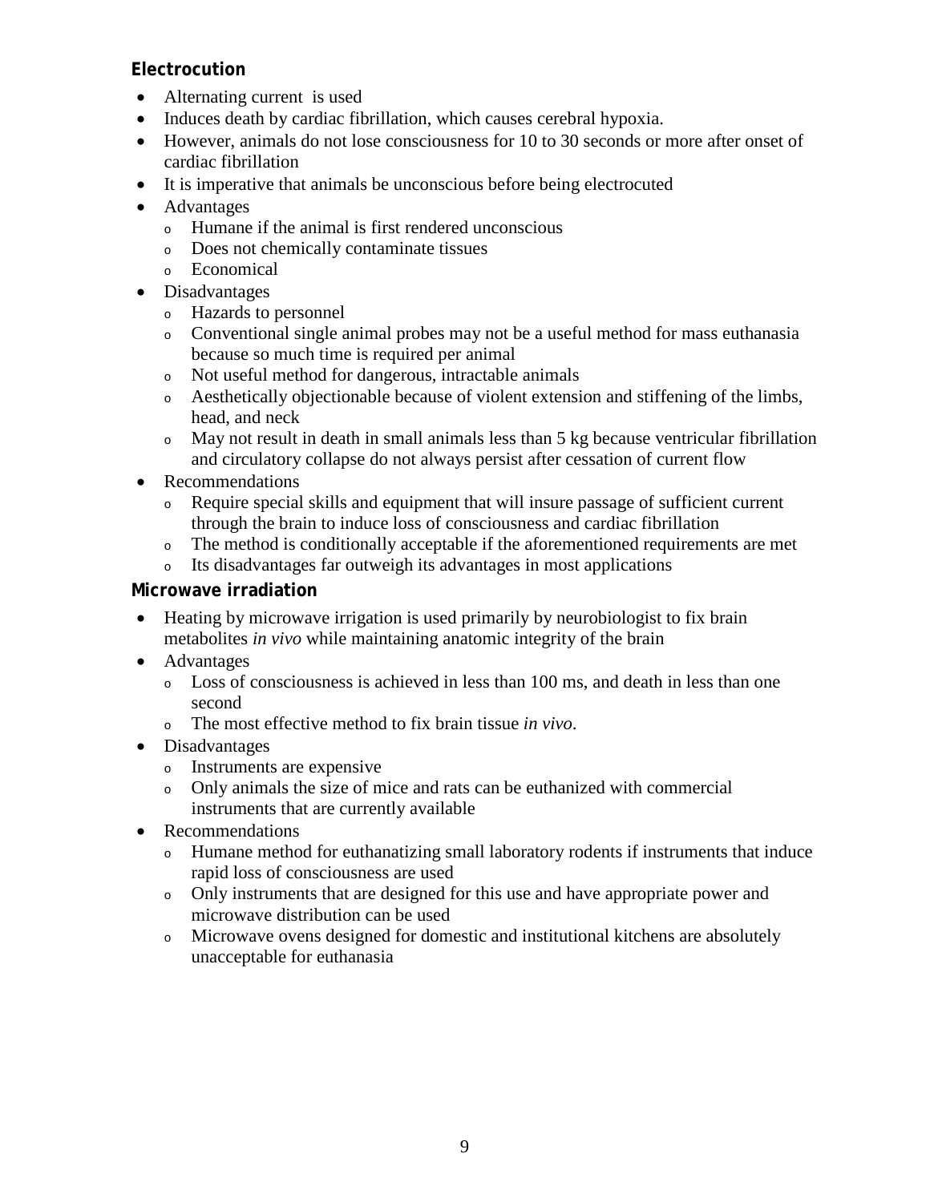### Electrocution

- Alternating current is used
- Induces death by cardiac fibrillation, which causes cerebral hypoxia.
- However, animals do not lose consciousness for 10 to 30 seconds or more after onset of cardiac fibrillation
- It is imperative that animals be unconscious before being electrocuted
- Advantages
  - Humane if the animal is first rendered unconscious
  - Does not chemically contaminate tissues
  - Economical
- Disadvantages
  - Hazards to personnel
  - Conventional single animal probes may not be a useful method for mass euthanasia because so much time is required per animal
  - Not useful method for dangerous, intractable animals
  - Aesthetically objectionable because of violent extension and stiffening of the limbs, head, and neck
  - May not result in death in small animals less than 5 kg because ventricular fibrillation and circulatory collapse do not always persist after cessation of current flow
- Recommendations
  - Require special skills and equipment that will insure passage of sufficient current through the brain to induce loss of consciousness and cardiac fibrillation
  - The method is conditionally acceptable if the aforementioned requirements are met
  - Its disadvantages far outweigh its advantages in most applications

### Microwave irradiation

- Heating by microwave irrigation is used primarily by neurobiologist to fix brain metabolites *in vivo* while maintaining anatomic integrity of the brain
- Advantages
  - Loss of consciousness is achieved in less than 100 ms, and death in less than one second
  - The most effective method to fix brain tissue *in vivo*.
- Disadvantages
  - Instruments are expensive
  - Only animals the size of mice and rats can be euthanized with commercial instruments that are currently available
- Recommendations
  - Humane method for euthanatizing small laboratory rodents if instruments that induce rapid loss of consciousness are used
  - Only instruments that are designed for this use and have appropriate power and microwave distribution can be used
  - Microwave ovens designed for domestic and institutional kitchens are absolutely unacceptable for euthanasia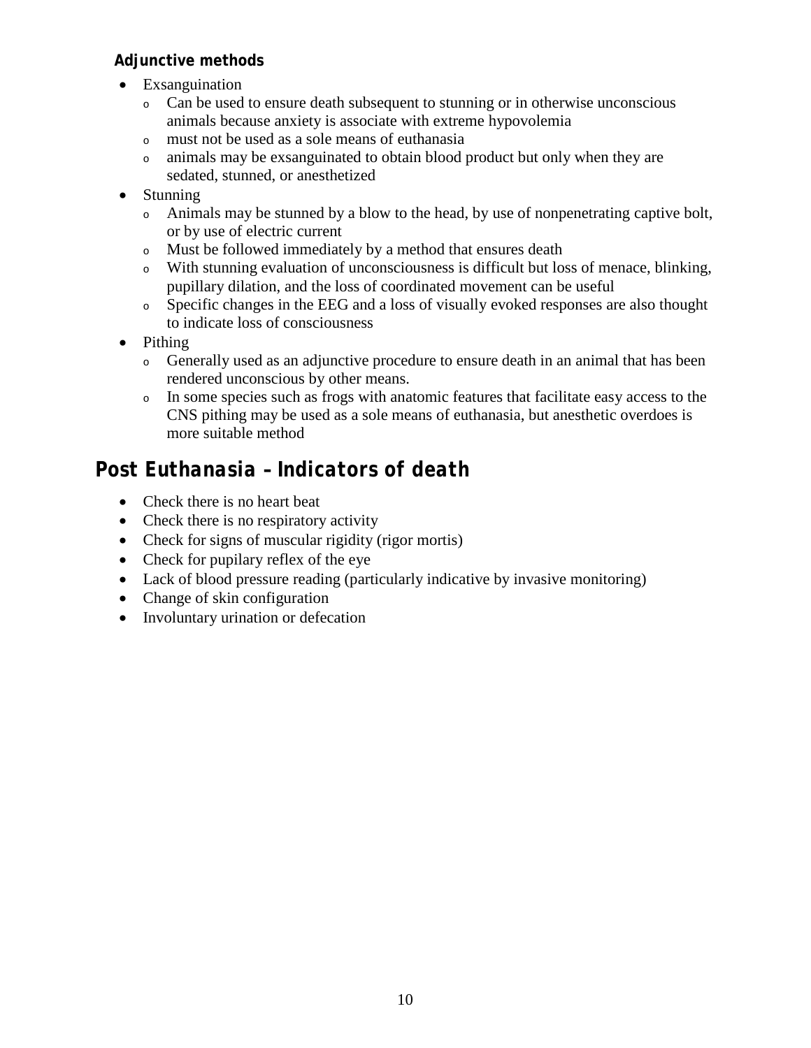### Adjunctive methods

- Exsanguination
  - Can be used to ensure death subsequent to stunning or in otherwise unconscious animals because anxiety is associate with extreme hypovolemia
  - must not be used as a sole means of euthanasia
  - animals may be exsanguinated to obtain blood product but only when they are sedated, stunned, or anesthetized
- Stunning
  - Animals may be stunned by a blow to the head, by use of nonpenetrating captive bolt, or by use of electric current
  - Must be followed immediately by a method that ensures death
  - With stunning evaluation of unconsciousness is difficult but loss of menace, blinking, pupillary dilation, and the loss of coordinated movement can be useful
  - Specific changes in the EEG and a loss of visually evoked responses are also thought to indicate loss of consciousness
- Pithing
  - Generally used as an adjunctive procedure to ensure death in an animal that has been rendered unconscious by other means.
  - In some species such as frogs with anatomic features that facilitate easy access to the CNS pithing may be used as a sole means of euthanasia, but anesthetic overdoes is more suitable method

## Post Euthanasia – Indicators of death

- Check there is no heart beat
- Check there is no respiratory activity
- Check for signs of muscular rigidity (rigor mortis)
- Check for pupilary reflex of the eye
- Lack of blood pressure reading (particularly indicative by invasive monitoring)
- Change of skin configuration
- Involuntary urination or defecation